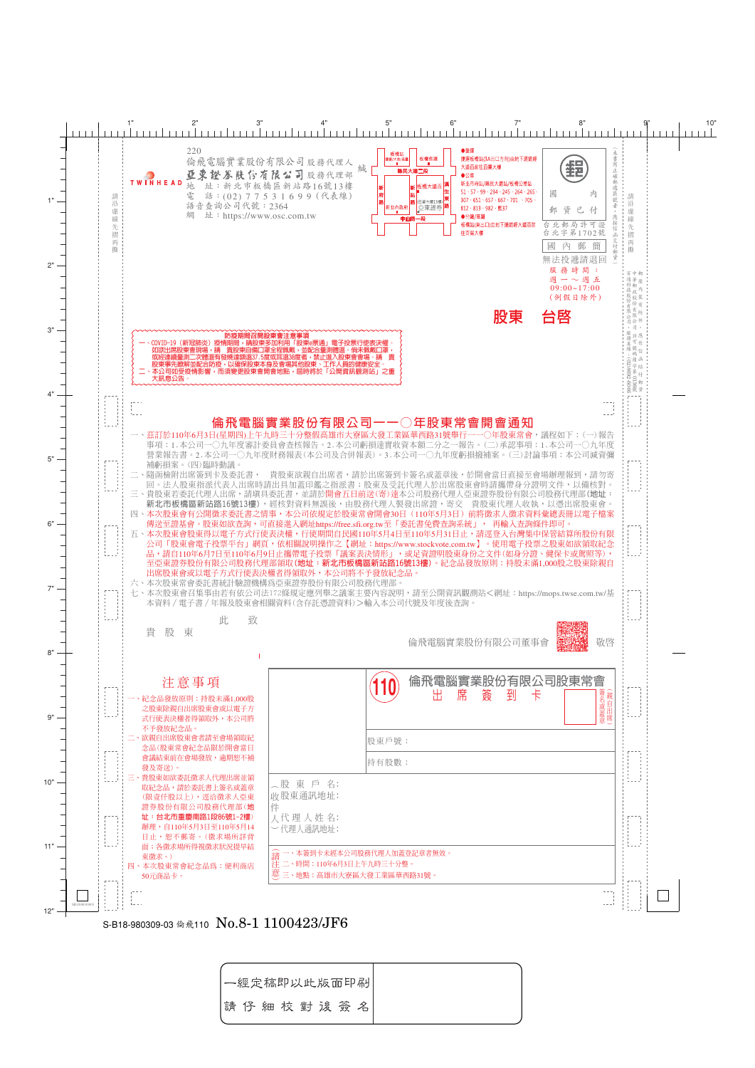220
倫飛電腦實業股份有限公司 股務代理人
亞東證券股份有限公司 股務代理部
TWINHEAD
地 址：新北市板橋區新站路16號13樓
電 話：(02) 7753 1699（代表線）
語音查詢公司代號：2364
網 址：https://www.osc.com.tw

●捷運 捷運板橋站(3A出口方向)出站下通道經大遠百前往百慕大樓
●公車 新北市府站/縣民大道站/板橋公車站 51、57、99、234、245、264、265、307、651、657、667、701、705、812、813、982、藍37
●台鐵/高鐵 板橋站(東出口)出站下通道經大遠百前往百慕大樓

國內郵資已付
台北郵局許可證
台北字第1702號
國內郵簡
無法投遞請退回
服務時間：週一～週五 09:00-17:00（例假日除外）

# 股東 台啓

**防疫期間召開股東會注意事項**

一、COVID-19（新冠肺炎）疫情期間，請股東多加利用「股東e票通」電子投票行使表決權。如欲出席股東會現場，請 貴股東自備口罩全程佩戴，並配合量測體溫，倘未佩戴口罩，或經連續量測二次體溫有發燒達額溫37.5度或耳溫38度者，禁止進入股東會會場。請 貴股東事先瞭解並配合防疫，以確保股東本身及會場其他股東、工作人員的健康安全。
二、本公司如受疫情影響，而須變更股東會開會地點，屆時將於「公開資訊觀測站」之重大訊息公告。

## 倫飛電腦實業股份有限公司一一〇年股東常會開會通知

一、茲訂於110年6月3日(星期四)上午九時三十分整假高雄市大寮區大發工業區華西路31號舉行一一〇年股東常會，議程如下：(一)報告事項：1.本公司一〇九年度審計委員會查核報告。2.本公司虧損達實收資本額二分之一報告。(二)承認事項：1.本公司一〇九年度營業報告書。2.本公司一〇九年度財務報表(本公司及合併報表)。3.本公司一〇九年度虧損撥補案。(三)討論事項：本公司減資彌補虧損案。(四)臨時動議。
二、隨函檢附出席簽到卡及委託書， 貴股東欲親自出席者，請於出席簽到卡簽名或蓋章後，於開會當日直接至會場辦理報到，請勿寄回。法人股東指派代表人出席時請出具加蓋印鑑之指派書；股東及受託代理人於出席股東會時請攜帶身分證明文件，以備核對。
三、貴股東若委託代理人出席，請填具委託書，並請於開會五日前送(寄)達本公司股務代理人亞東證券股份有限公司股務代理部（**地址：新北市板橋區新站路16號13樓**），經核對資料無誤後，由股務代理人製發出席證，寄交 貴股東代理人收執，以憑出席股東會。
四、本次股東會有公開徵求委託書之情事，本公司依規定於股東常會開會30日（110年5月3日）前將徵求人徵求資料彙總表冊以電子檔案傳送至證基會。股東如欲查詢，可直接進入網址https://free.sfi.org.tw至「委託書免費查詢系統」， 再輸入查詢條件即可。
五、本次股東會股東得以電子方式行使表決權，行使期間自民國110年5月4日至110年5月31日止，請逕登入台灣集中保管結算所股份有限公司「股東會電子投票平台」網頁，依相關說明操作之【網址：https://www.stockvote.com.tw】。使用電子投票之股東如欲領取紀念品，請自110年6月7日至110年6月9日止攜帶電子投票「議案表決情形」，或足資證明股東身份之文件(如身分證、健保卡或駕照等)，至亞東證券股份有限公司股務代理部領取(**地址：新北市板橋區新站路16號13樓**)。紀念品發放原則：持股未滿1,000股之股東除親自出席股東會或以電子方式行使表決權者得領取外，本公司將不予發放紀念品。
六、本次股東常會委託書統計驗證機構為亞東證券股份有限公司股務代理部。
七、本次股東會召集事由若有依公司法172條規定應列舉之議案主要內容說明，請至公開資訊觀測站＜網址：https://mops.twse.com.tw/基本資料／電子書／年報及股東會相關資料(含存託憑證資料)＞輸入本公司代號及年度後查詢。

此 致

貴 股 東

倫飛電腦實業股份有限公司董事會 敬啓

### 注意事項

一、紀念品發放原則：持股未滿1,000股之股東除親自出席股東會或以電子方式行使表決權者得領取外，本公司將不予發放紀念品。
二、欲親自出席股東會者請至會場領取紀念品(股東常會紀念品限於開會當日會議結束前在會場發放，逾時恕不補發及寄送。)
三、貴股東如欲委託徵求人代理出席並領取紀念品，請於委託書上簽名或蓋章（限委任股以上），逕治徵求人亞東證券股份有限公司股務代理部（**地址：台北市重慶南路1段86號1-2樓**）辦理，自110年5月3日至110年5月14日止，恕不郵寄。（徵求場所詳背面：各徵求場所得視徵求狀況提早結束徵求。）
四、本次股東會紀念品為：便利商店50元商品卡。

### (110) 倫飛電腦實業股份有限公司股東常會 出席簽到卡

（親自出席簽名或蓋章）

股東戶號：

持有股數：

收件人：
股東戶名：
股東通訊地址：
代理人姓名：
代理人通訊地址：

請注意：
一、本簽到卡未經本公司股務代理人加蓋登記章者無效。
二、時間：110年6月3日上午九時三十分整。
三、地點：高雄市大寮區大發工業區華西路31號。

S-B18-980309-03 倫飛110 No.8-1 1100423/JF6

一經定稿即以此版面印刷
請仔細校對後簽名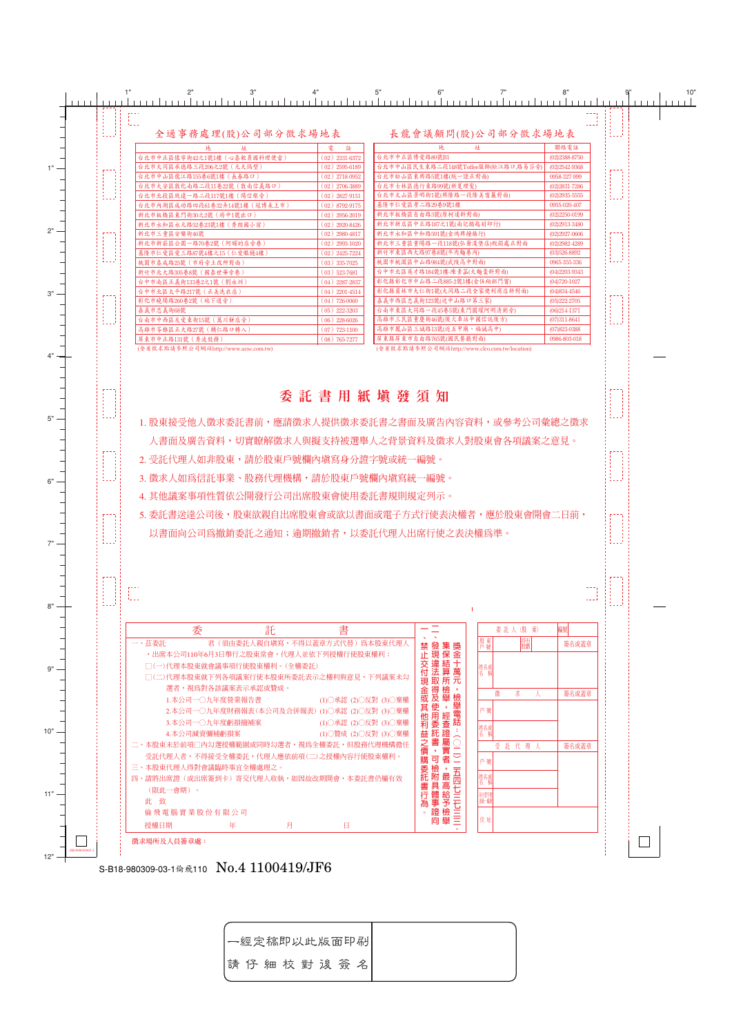## 全通事務處理(股)公司部分徵求場地表

| 地　　址 | 電　話 |
|---|---|
| 台北市中正區懷寧街42之1號1樓（心泰飯素園料理便當） | (02) 2331-6372 |
| 台北市大同區承德路三段206之2號（元大隅壁） | (02) 2595-6189 |
| 台北市中山區龍江路155巷6號1樓（長春路口） | (02) 2718-0952 |
| 台北市大安區敦化南路二段11巷22號（敦南信義路口） | (02) 2706-3889 |
| 台北市北投區承德一路二段117號1樓（陽信銀行） | (02) 2827-9151 |
| 台北市內湖區成功路四段61巷32弄14號1樓（冠博未上市） | (02) 8792-9175 |
| 新北市板橋區東門街30之2號（府中1號出口） | (02) 2956-2019 |
| 新北市永和區永元路52巷23號1樓（秀朗國小旁） | (02) 2920-8426 |
| 新北市三重區安慶街46號 | (02) 2980-4817 |
| 新北市新莊區公園一路70巷2號（阿暖的店旁巷） | (02) 2993-1020 |
| 基隆市仁愛區愛三路87號4樓之15（仁愛眼鏡4樓） | (02) 2425-7224 |
| 桃園市桑成路25號（市府旁主政所對面） | (03) 335-7025 |
| 新竹市北大路305巷8號（國泰世華旁巷） | (03) 523-7681 |
| 台中市南區正義街133巷2之1號（劉永州） | (04) 2287-2837 |
| 台中市北區大平路217號（正美洗衣店） | (04) 2201-4514 |
| 彰化市曉陽路260巷2號（地下道旁） | (04) 726-0060 |
| 嘉義市忠義街68號 | (05) 222-3203 |
| 台南市中西區友愛東街15號（萬川餅店旁） | (06) 228-6026 |
| 高雄市苓雅區正大路27號（輔仁路口轉入） | (07) 723-1100 |
| 屏東市中正路131號（秀波髮舞） | (08) 765-7277 |

（全省徵求點請參照公司網站http://www.acsc.com.tw）

## 長龍會議顧問(股)公司部分徵求場地表

| 地　　址 | 聯絡電話 |
|---|---|
| 台北市中正區博愛路80號B1 | (02)2388-8750 |
| 台北市中山區民生東路二段148號Toffee服飾(松江路口,路易莎旁) | (02)2542-9368 |
| 台北市松山區東興路5號1樓(統一證正對面) | 0958-327-999 |
| 台北市士林區德行東路99號(新夏理髮) | (02)2831-7286 |
| 台北市文山區景明街1號(興隆路一段接美富麗對面) | (02)2935-5555 |
| 基隆市仁愛區孝二路29巷9號1樓 | 0955-020-407 |
| 新北市板橋區自由路3號(厚村道軒對面) | (02)2250-0199 |
| 新北市新店區中正路187之1號(南記捲麵刻印行) | (02)2913-3480 |
| 新北市永和區中和路501號(金鴻興鐘錶行) | (02)2927-0606 |
| 新北市三重區重陽路一段118號(弘普漢堡店)稅捐處正對面 | (02)2982-4289 |
| 新竹市東區西大路97巷8號(羊肉麵巷內) | (03)526-8892 |
| 桃園市桃園區中山路984號(武陵高中對面) | 0965-355-336 |
| 台中市北區英才路184號1樓(東全盃(大麵羹斜對面) | (04)2203-9343 |
| 彰化縣彰化市中山路二段885-2號1樓(金佳頭部門窗) | (04)720-1027 |
| 彰化縣員林市大仁街1號(大同路二段全家便利商店斜對面) | (04)834-4546 |
| 嘉義市西區忠義街123號(近中山路口第三家) | (05)222-2705 |
| 台南市東區大同路一段45巷5號(東門圓環阿清粥旁) | (06)214-1371 |
| 高雄市三民區重慶街46號(後火車站中國信託後方) | (07)311-8641 |
| 高雄市鳳山區三誠路13號(近五甲廟、福誠高中) | (07)823-0388 |
| 屏東縣屏東市自由路705號(國民餐廳對面) | 0986-803-018 |

（全省徵求點請參照公司網站http://www.clco.com.tw/location）

# 委託書用紙填發須知

1. 股東接受他人徵求委託書前，應請徵求人提供徵求委託書之書面及廣告內容資料，或參考公司彙總之徵求人書面及廣告資料，切實瞭解徵求人與擬支持被選舉人之背景資料及徵求人對股東會各項議案之意見。
2. 受託代理人如非股東，請於股東戶號欄內填寫身分證字號或統一編號。
3. 徵求人如爲信託事業、股務代理機構，請於股東戶號欄內填寫統一編號。
4. 其他議案事項性質依公開發行公司出席股東會使用委託書規則規定列示。
5. 委託書送達公司後，股東欲親自出席股東會或欲以書面或電子方式行使表決權者，應於股東會開會二日前，以書面向公司爲撤銷委託之通知；逾期撤銷者，以委託代理人出席行使之表決權爲準。

## 委　託　書

一、茲委託　　　　君（須由委託人親自填寫，不得以蓋章方式代替）爲本股東代理人，出席本公司110年6月3日舉行之股東常會，代理人並依下列授權行使股東權利：

□(一)代理本股東就會議事項行使股東權利。(全權委託)

□(二)代理本股東就下列各項議案行使本股東所委託之權利與意見，下列議案未勾選者，視爲對各該議案表示承認或贊成。

1.本公司一○九年度營業報告書　(1)○承認 (2)○反對 (3)○棄權

2.本公司一○九年度財務報表(本公司及合併報表)　(1)○承認 (2)○反對 (3)○棄權

3.本公司一○九年度虧損撥補案　(1)○承認 (2)○反對 (3)○棄權

4.本公司減資彌補虧損案　(1)○贊成 (2)○反對 (3)○棄權

二、本股東未於前項□內以選擇權範圍或同時勾選者，視爲全權委託，但股務代理機構擔任受託代理人者，不得接受全權委託，代理人應依前項(二)之授權內容行使股東權利。

三、本股東代理人得對會議臨時事宜全權處理之。

四、請將出席證（或出席簽到卡）寄交代理人收執，如因故改期開會，本委託書仍屬有效（限此一會期）。

此　致

倫飛電腦實業股份有限公司

授權日期　　　　年　　　　月　　　　日

徵求場所及人員簽章處：

一、禁止交付現金或其他利益之價購委託書行爲。
二、發現違法取得及使用委託書，可檢附具體事證向
集保結算所檢舉，經查證屬實者，最高給予檢舉
獎金十萬元，檢舉電話：(〇二)二五四一三七三三。

| 委託人（股東） | | 編號 |
|---|---|---|
| 股東戶號 | 持有股數 | 簽名或蓋章 |
| 姓名或名稱 | | |
| 徵　求　人 | | 簽名或蓋章 |
| 戶號 | | |
| 姓名或名稱 | | |
| 受 託 代 理 人 | | 簽名或蓋章 |
| 戶號 | | |
| 姓名或名稱 | | |
| 身分證字號或統一編號 | | |
| 住址 | | |

S-B18-980309-03-1倫飛110　No.4 1100419/JF6

一經定稿即以此版面印刷
請仔細校對後簽名